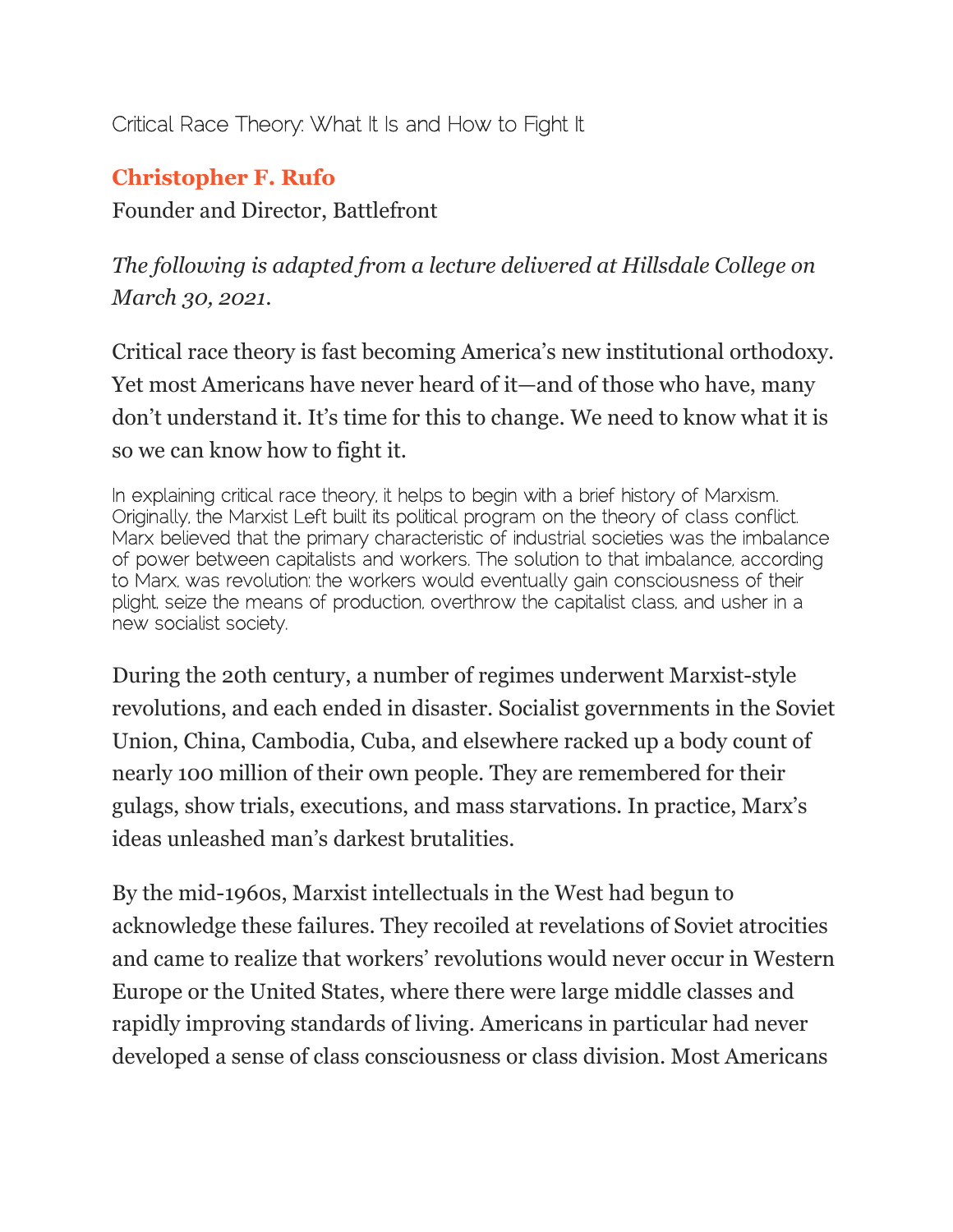# Critical Race Theory: What It Is and How to Fight It

**Christopher F. Rufo**
Founder and Director, Battlefront

*The following is adapted from a lecture delivered at Hillsdale College on March 30, 2021.*

Critical race theory is fast becoming America's new institutional orthodoxy. Yet most Americans have never heard of it—and of those who have, many don't understand it. It's time for this to change. We need to know what it is so we can know how to fight it.

In explaining critical race theory, it helps to begin with a brief history of Marxism. Originally, the Marxist Left built its political program on the theory of class conflict. Marx believed that the primary characteristic of industrial societies was the imbalance of power between capitalists and workers. The solution to that imbalance, according to Marx, was revolution: the workers would eventually gain consciousness of their plight, seize the means of production, overthrow the capitalist class, and usher in a new socialist society.

During the 20th century, a number of regimes underwent Marxist-style revolutions, and each ended in disaster. Socialist governments in the Soviet Union, China, Cambodia, Cuba, and elsewhere racked up a body count of nearly 100 million of their own people. They are remembered for their gulags, show trials, executions, and mass starvations. In practice, Marx's ideas unleashed man's darkest brutalities.

By the mid-1960s, Marxist intellectuals in the West had begun to acknowledge these failures. They recoiled at revelations of Soviet atrocities and came to realize that workers' revolutions would never occur in Western Europe or the United States, where there were large middle classes and rapidly improving standards of living. Americans in particular had never developed a sense of class consciousness or class division. Most Americans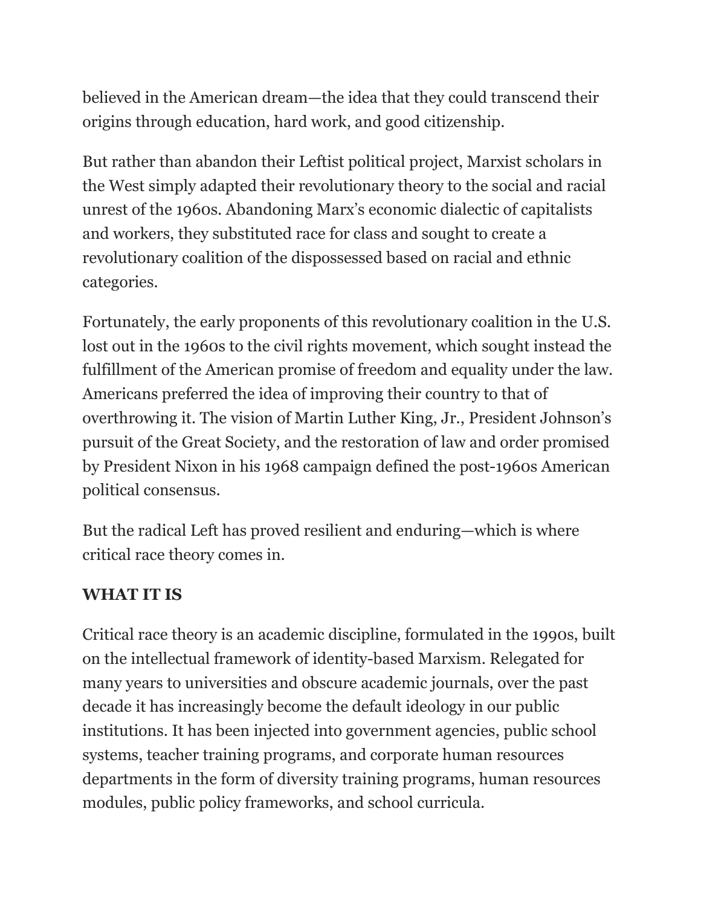believed in the American dream—the idea that they could transcend their origins through education, hard work, and good citizenship.

But rather than abandon their Leftist political project, Marxist scholars in the West simply adapted their revolutionary theory to the social and racial unrest of the 1960s. Abandoning Marx's economic dialectic of capitalists and workers, they substituted race for class and sought to create a revolutionary coalition of the dispossessed based on racial and ethnic categories.

Fortunately, the early proponents of this revolutionary coalition in the U.S. lost out in the 1960s to the civil rights movement, which sought instead the fulfillment of the American promise of freedom and equality under the law. Americans preferred the idea of improving their country to that of overthrowing it. The vision of Martin Luther King, Jr., President Johnson's pursuit of the Great Society, and the restoration of law and order promised by President Nixon in his 1968 campaign defined the post-1960s American political consensus.

But the radical Left has proved resilient and enduring—which is where critical race theory comes in.

## WHAT IT IS

Critical race theory is an academic discipline, formulated in the 1990s, built on the intellectual framework of identity-based Marxism. Relegated for many years to universities and obscure academic journals, over the past decade it has increasingly become the default ideology in our public institutions. It has been injected into government agencies, public school systems, teacher training programs, and corporate human resources departments in the form of diversity training programs, human resources modules, public policy frameworks, and school curricula.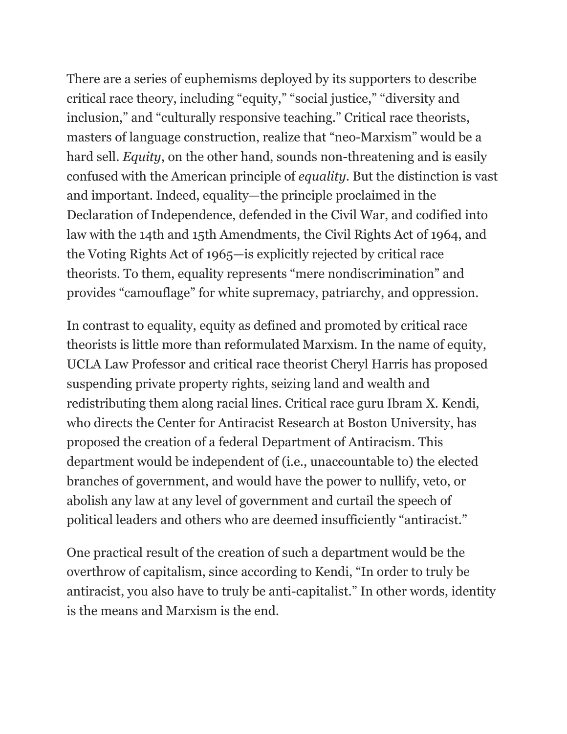There are a series of euphemisms deployed by its supporters to describe critical race theory, including "equity," "social justice," "diversity and inclusion," and "culturally responsive teaching." Critical race theorists, masters of language construction, realize that "neo-Marxism" would be a hard sell. *Equity*, on the other hand, sounds non-threatening and is easily confused with the American principle of *equality*. But the distinction is vast and important. Indeed, equality—the principle proclaimed in the Declaration of Independence, defended in the Civil War, and codified into law with the 14th and 15th Amendments, the Civil Rights Act of 1964, and the Voting Rights Act of 1965—is explicitly rejected by critical race theorists. To them, equality represents "mere nondiscrimination" and provides "camouflage" for white supremacy, patriarchy, and oppression.

In contrast to equality, equity as defined and promoted by critical race theorists is little more than reformulated Marxism. In the name of equity, UCLA Law Professor and critical race theorist Cheryl Harris has proposed suspending private property rights, seizing land and wealth and redistributing them along racial lines. Critical race guru Ibram X. Kendi, who directs the Center for Antiracist Research at Boston University, has proposed the creation of a federal Department of Antiracism. This department would be independent of (i.e., unaccountable to) the elected branches of government, and would have the power to nullify, veto, or abolish any law at any level of government and curtail the speech of political leaders and others who are deemed insufficiently "antiracist."

One practical result of the creation of such a department would be the overthrow of capitalism, since according to Kendi, "In order to truly be antiracist, you also have to truly be anti-capitalist." In other words, identity is the means and Marxism is the end.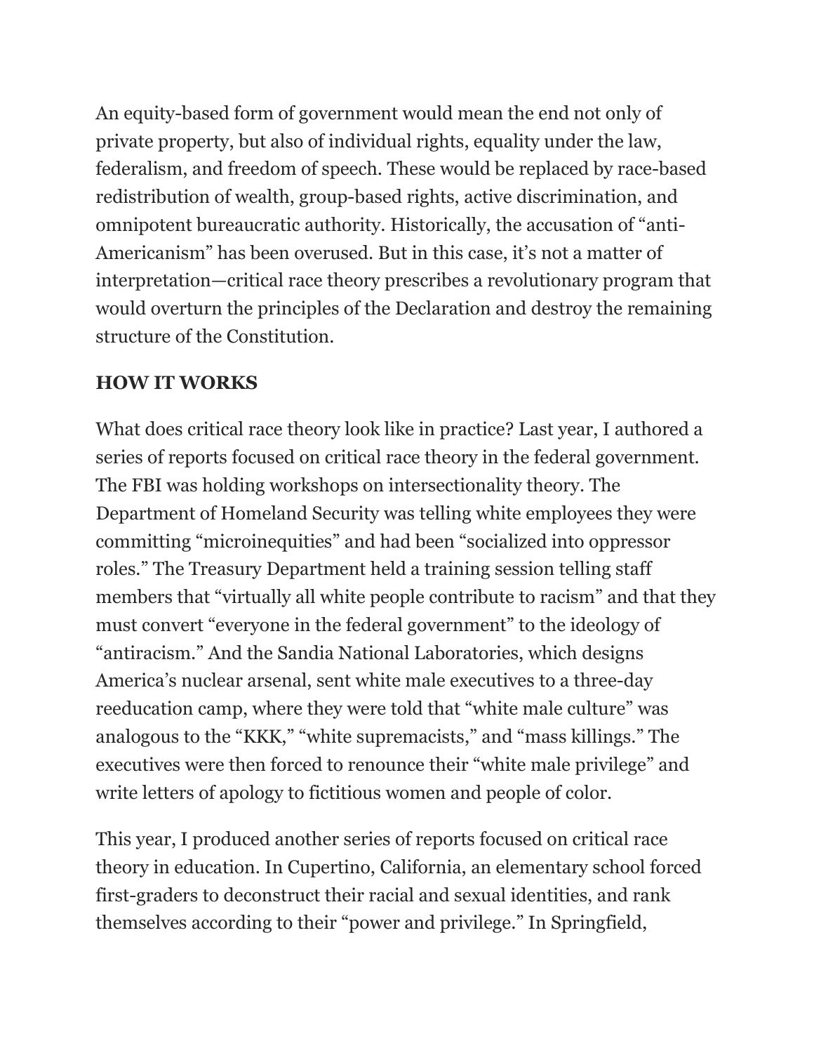An equity-based form of government would mean the end not only of private property, but also of individual rights, equality under the law, federalism, and freedom of speech. These would be replaced by race-based redistribution of wealth, group-based rights, active discrimination, and omnipotent bureaucratic authority. Historically, the accusation of "anti-Americanism" has been overused. But in this case, it's not a matter of interpretation—critical race theory prescribes a revolutionary program that would overturn the principles of the Declaration and destroy the remaining structure of the Constitution.

**HOW IT WORKS**

What does critical race theory look like in practice? Last year, I authored a series of reports focused on critical race theory in the federal government. The FBI was holding workshops on intersectionality theory. The Department of Homeland Security was telling white employees they were committing "microinequities" and had been "socialized into oppressor roles." The Treasury Department held a training session telling staff members that "virtually all white people contribute to racism" and that they must convert "everyone in the federal government" to the ideology of "antiracism." And the Sandia National Laboratories, which designs America's nuclear arsenal, sent white male executives to a three-day reeducation camp, where they were told that "white male culture" was analogous to the "KKK," "white supremacists," and "mass killings." The executives were then forced to renounce their "white male privilege" and write letters of apology to fictitious women and people of color.

This year, I produced another series of reports focused on critical race theory in education. In Cupertino, California, an elementary school forced first-graders to deconstruct their racial and sexual identities, and rank themselves according to their "power and privilege." In Springfield,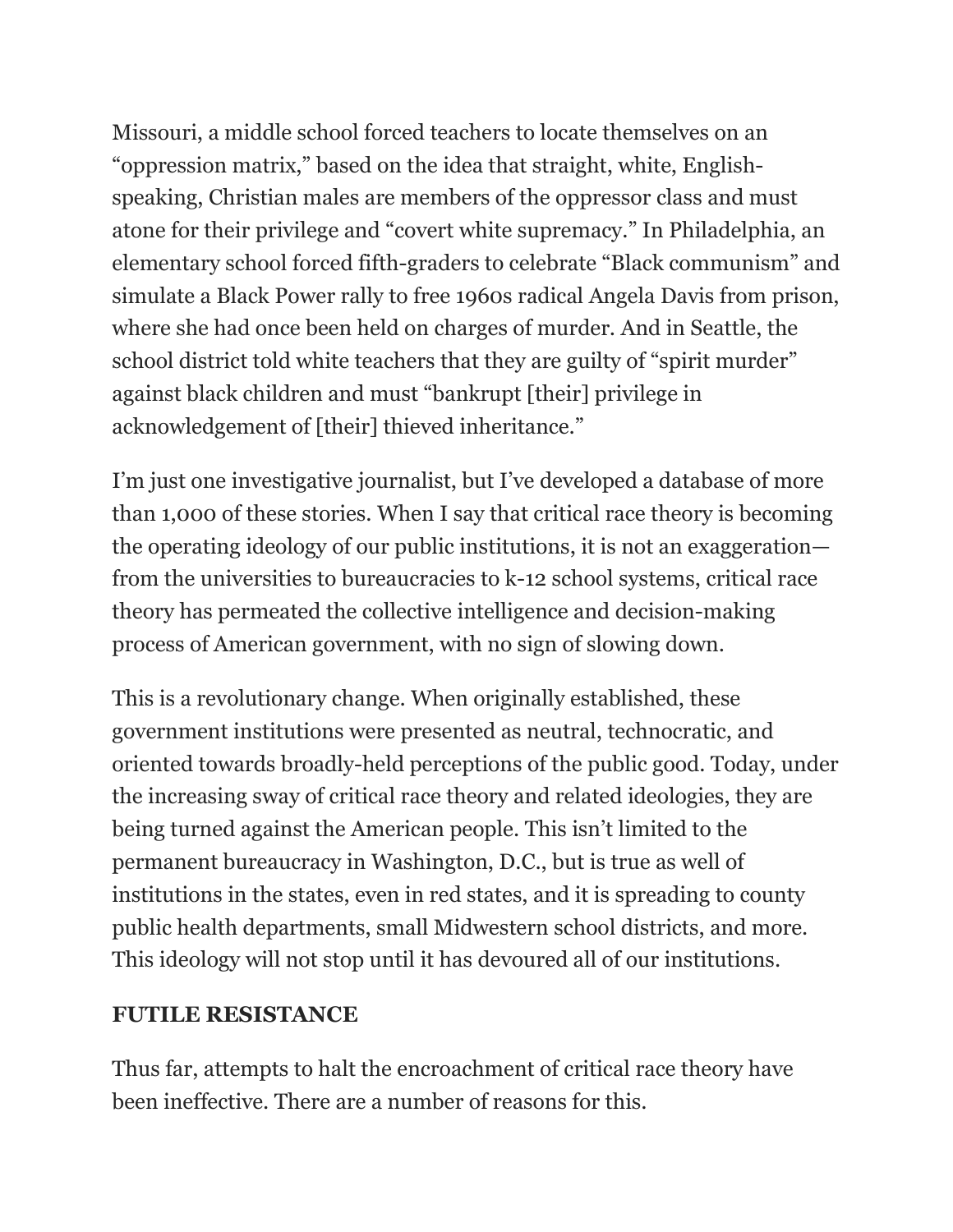Missouri, a middle school forced teachers to locate themselves on an "oppression matrix," based on the idea that straight, white, English-speaking, Christian males are members of the oppressor class and must atone for their privilege and "covert white supremacy." In Philadelphia, an elementary school forced fifth-graders to celebrate "Black communism" and simulate a Black Power rally to free 1960s radical Angela Davis from prison, where she had once been held on charges of murder. And in Seattle, the school district told white teachers that they are guilty of "spirit murder" against black children and must "bankrupt [their] privilege in acknowledgement of [their] thieved inheritance."

I'm just one investigative journalist, but I've developed a database of more than 1,000 of these stories. When I say that critical race theory is becoming the operating ideology of our public institutions, it is not an exaggeration—from the universities to bureaucracies to k-12 school systems, critical race theory has permeated the collective intelligence and decision-making process of American government, with no sign of slowing down.

This is a revolutionary change. When originally established, these government institutions were presented as neutral, technocratic, and oriented towards broadly-held perceptions of the public good. Today, under the increasing sway of critical race theory and related ideologies, they are being turned against the American people. This isn't limited to the permanent bureaucracy in Washington, D.C., but is true as well of institutions in the states, even in red states, and it is spreading to county public health departments, small Midwestern school districts, and more. This ideology will not stop until it has devoured all of our institutions.

## FUTILE RESISTANCE

Thus far, attempts to halt the encroachment of critical race theory have been ineffective. There are a number of reasons for this.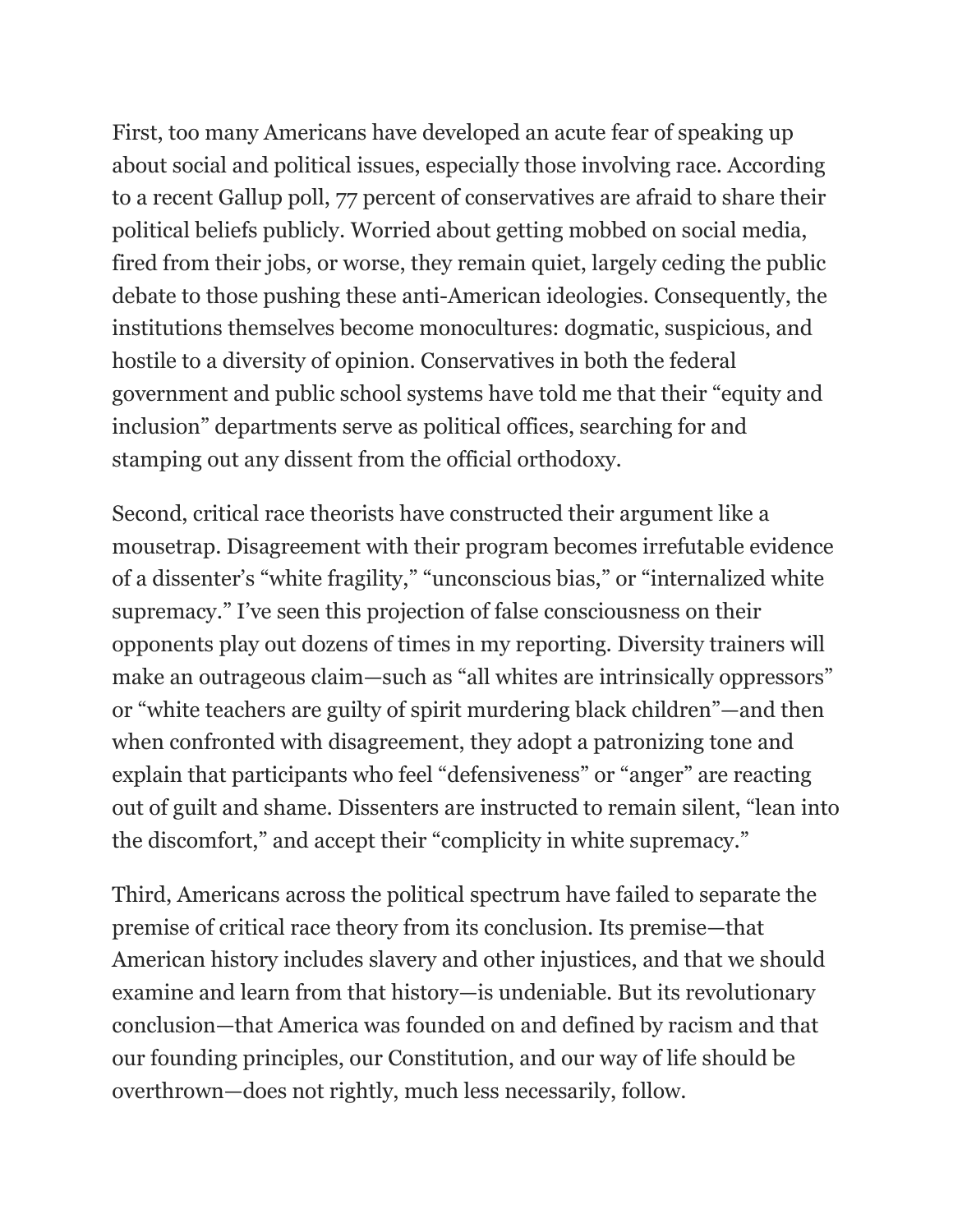First, too many Americans have developed an acute fear of speaking up about social and political issues, especially those involving race. According to a recent Gallup poll, 77 percent of conservatives are afraid to share their political beliefs publicly. Worried about getting mobbed on social media, fired from their jobs, or worse, they remain quiet, largely ceding the public debate to those pushing these anti-American ideologies. Consequently, the institutions themselves become monocultures: dogmatic, suspicious, and hostile to a diversity of opinion. Conservatives in both the federal government and public school systems have told me that their "equity and inclusion" departments serve as political offices, searching for and stamping out any dissent from the official orthodoxy.

Second, critical race theorists have constructed their argument like a mousetrap. Disagreement with their program becomes irrefutable evidence of a dissenter's "white fragility," "unconscious bias," or "internalized white supremacy." I've seen this projection of false consciousness on their opponents play out dozens of times in my reporting. Diversity trainers will make an outrageous claim—such as "all whites are intrinsically oppressors" or "white teachers are guilty of spirit murdering black children"—and then when confronted with disagreement, they adopt a patronizing tone and explain that participants who feel "defensiveness" or "anger" are reacting out of guilt and shame. Dissenters are instructed to remain silent, "lean into the discomfort," and accept their "complicity in white supremacy."

Third, Americans across the political spectrum have failed to separate the premise of critical race theory from its conclusion. Its premise—that American history includes slavery and other injustices, and that we should examine and learn from that history—is undeniable. But its revolutionary conclusion—that America was founded on and defined by racism and that our founding principles, our Constitution, and our way of life should be overthrown—does not rightly, much less necessarily, follow.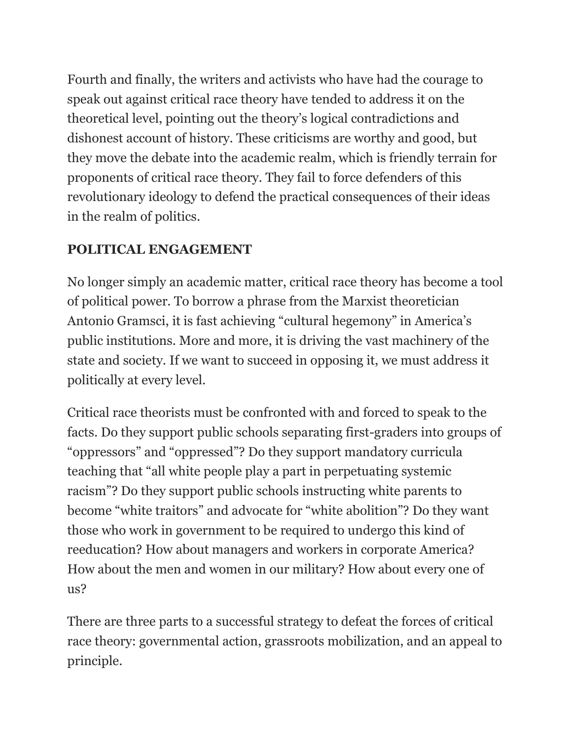Fourth and finally, the writers and activists who have had the courage to speak out against critical race theory have tended to address it on the theoretical level, pointing out the theory's logical contradictions and dishonest account of history. These criticisms are worthy and good, but they move the debate into the academic realm, which is friendly terrain for proponents of critical race theory. They fail to force defenders of this revolutionary ideology to defend the practical consequences of their ideas in the realm of politics.

## POLITICAL ENGAGEMENT

No longer simply an academic matter, critical race theory has become a tool of political power. To borrow a phrase from the Marxist theoretician Antonio Gramsci, it is fast achieving "cultural hegemony" in America's public institutions. More and more, it is driving the vast machinery of the state and society. If we want to succeed in opposing it, we must address it politically at every level.

Critical race theorists must be confronted with and forced to speak to the facts. Do they support public schools separating first-graders into groups of "oppressors" and "oppressed"? Do they support mandatory curricula teaching that "all white people play a part in perpetuating systemic racism"? Do they support public schools instructing white parents to become "white traitors" and advocate for "white abolition"? Do they want those who work in government to be required to undergo this kind of reeducation? How about managers and workers in corporate America? How about the men and women in our military? How about every one of us?

There are three parts to a successful strategy to defeat the forces of critical race theory: governmental action, grassroots mobilization, and an appeal to principle.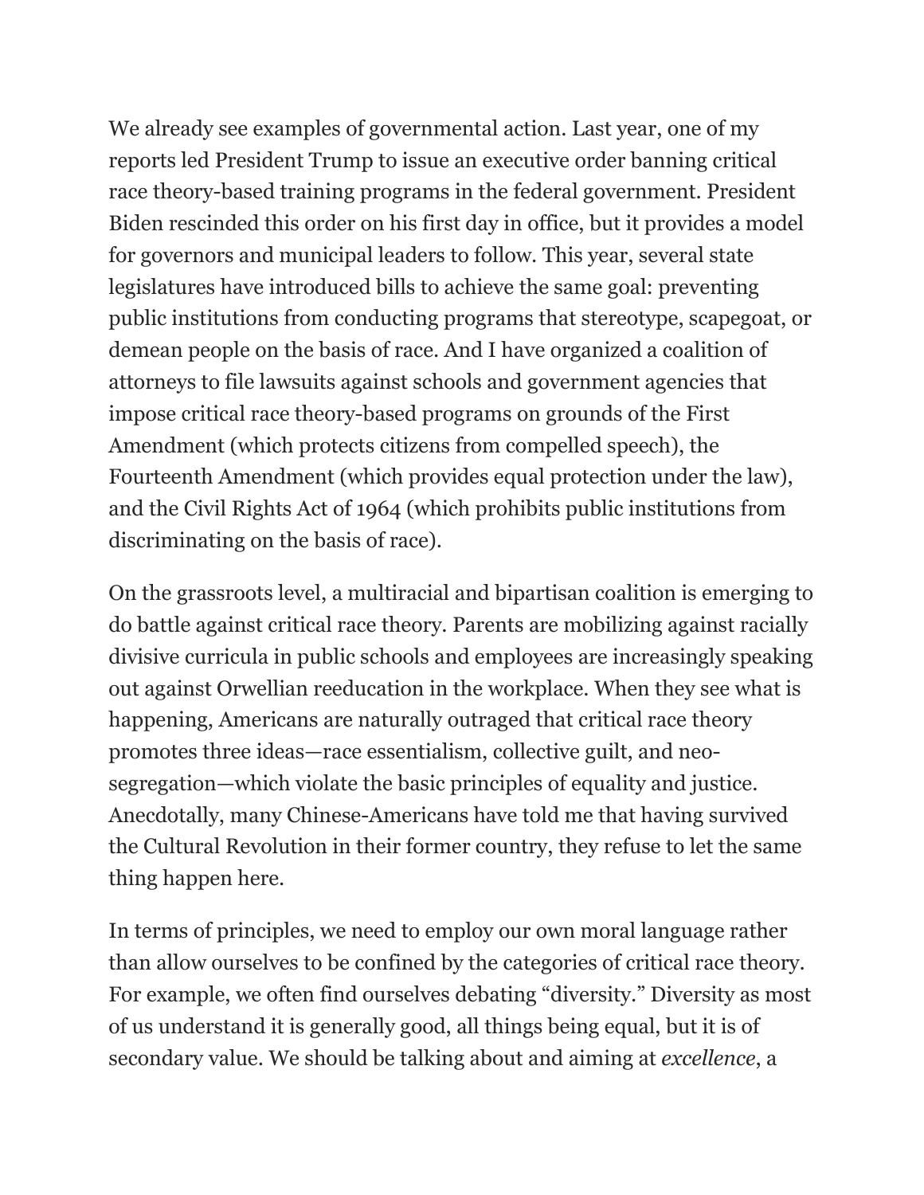We already see examples of governmental action. Last year, one of my reports led President Trump to issue an executive order banning critical race theory-based training programs in the federal government. President Biden rescinded this order on his first day in office, but it provides a model for governors and municipal leaders to follow. This year, several state legislatures have introduced bills to achieve the same goal: preventing public institutions from conducting programs that stereotype, scapegoat, or demean people on the basis of race. And I have organized a coalition of attorneys to file lawsuits against schools and government agencies that impose critical race theory-based programs on grounds of the First Amendment (which protects citizens from compelled speech), the Fourteenth Amendment (which provides equal protection under the law), and the Civil Rights Act of 1964 (which prohibits public institutions from discriminating on the basis of race).

On the grassroots level, a multiracial and bipartisan coalition is emerging to do battle against critical race theory. Parents are mobilizing against racially divisive curricula in public schools and employees are increasingly speaking out against Orwellian reeducation in the workplace. When they see what is happening, Americans are naturally outraged that critical race theory promotes three ideas—race essentialism, collective guilt, and neo-segregation—which violate the basic principles of equality and justice. Anecdotally, many Chinese-Americans have told me that having survived the Cultural Revolution in their former country, they refuse to let the same thing happen here.

In terms of principles, we need to employ our own moral language rather than allow ourselves to be confined by the categories of critical race theory. For example, we often find ourselves debating "diversity." Diversity as most of us understand it is generally good, all things being equal, but it is of secondary value. We should be talking about and aiming at *excellence*, a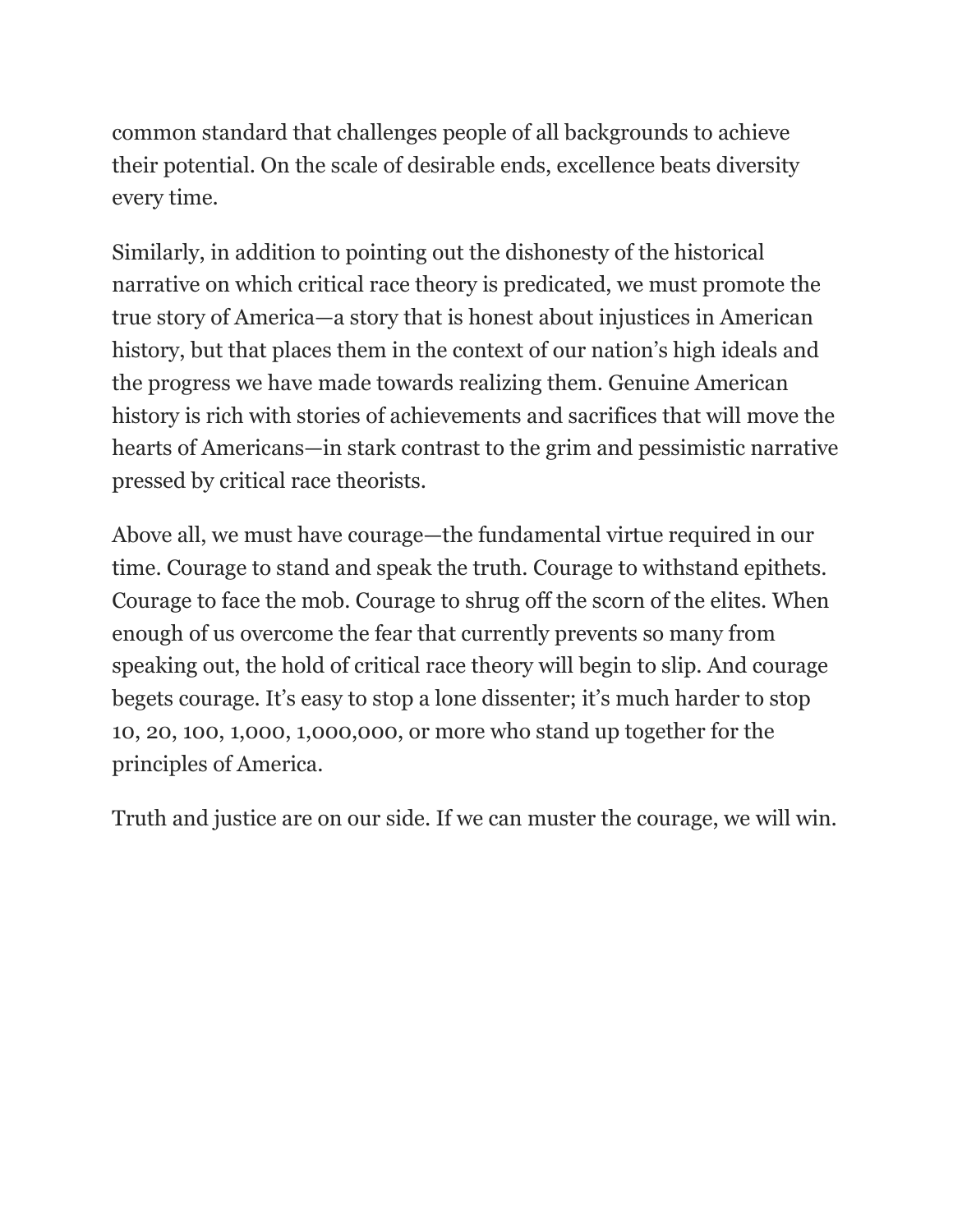common standard that challenges people of all backgrounds to achieve their potential. On the scale of desirable ends, excellence beats diversity every time.

Similarly, in addition to pointing out the dishonesty of the historical narrative on which critical race theory is predicated, we must promote the true story of America—a story that is honest about injustices in American history, but that places them in the context of our nation's high ideals and the progress we have made towards realizing them. Genuine American history is rich with stories of achievements and sacrifices that will move the hearts of Americans—in stark contrast to the grim and pessimistic narrative pressed by critical race theorists.

Above all, we must have courage—the fundamental virtue required in our time. Courage to stand and speak the truth. Courage to withstand epithets. Courage to face the mob. Courage to shrug off the scorn of the elites. When enough of us overcome the fear that currently prevents so many from speaking out, the hold of critical race theory will begin to slip. And courage begets courage. It's easy to stop a lone dissenter; it's much harder to stop 10, 20, 100, 1,000, 1,000,000, or more who stand up together for the principles of America.

Truth and justice are on our side. If we can muster the courage, we will win.